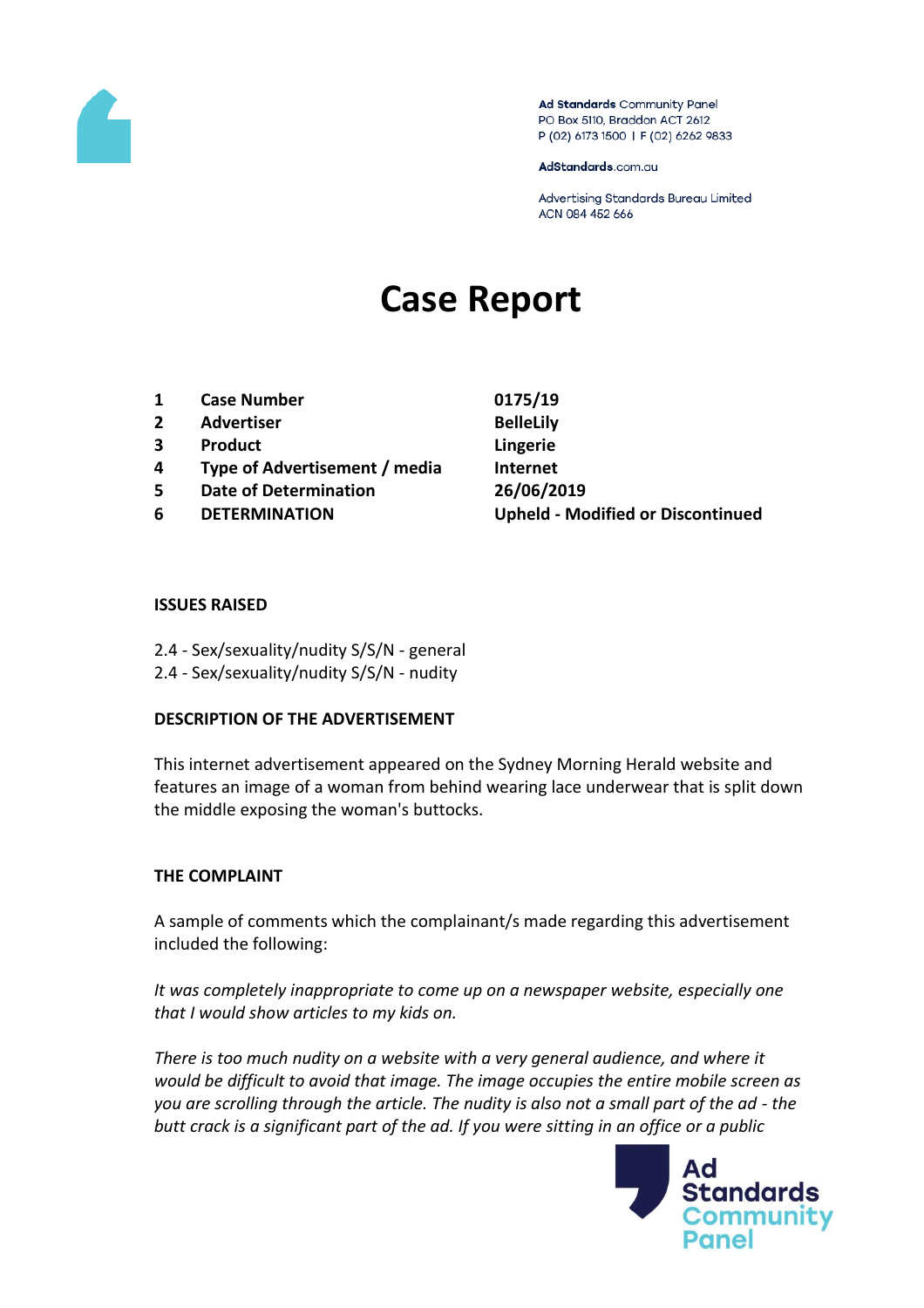Ad Standards Community Panel
PO Box 5110, Braddon ACT 2612
P (02) 6173 1500 | F (02) 6262 9833

AdStandards.com.au

Advertising Standards Bureau Limited
ACN 084 452 666

# Case Report

| | | |
|---|---|---|
| 1 | **Case Number** | **0175/19** |
| 2 | **Advertiser** | **BelleLily** |
| 3 | **Product** | **Lingerie** |
| 4 | **Type of Advertisement / media** | **Internet** |
| 5 | **Date of Determination** | **26/06/2019** |
| 6 | **DETERMINATION** | **Upheld - Modified or Discontinued** |

### ISSUES RAISED

2.4 - Sex/sexuality/nudity S/S/N - general
2.4 - Sex/sexuality/nudity S/S/N - nudity

### DESCRIPTION OF THE ADVERTISEMENT

This internet advertisement appeared on the Sydney Morning Herald website and features an image of a woman from behind wearing lace underwear that is split down the middle exposing the woman's buttocks.

### THE COMPLAINT

A sample of comments which the complainant/s made regarding this advertisement included the following:

*It was completely inappropriate to come up on a newspaper website, especially one that I would show articles to my kids on.*

*There is too much nudity on a website with a very general audience, and where it would be difficult to avoid that image. The image occupies the entire mobile screen as you are scrolling through the article. The nudity is also not a small part of the ad - the butt crack is a significant part of the ad. If you were sitting in an office or a public*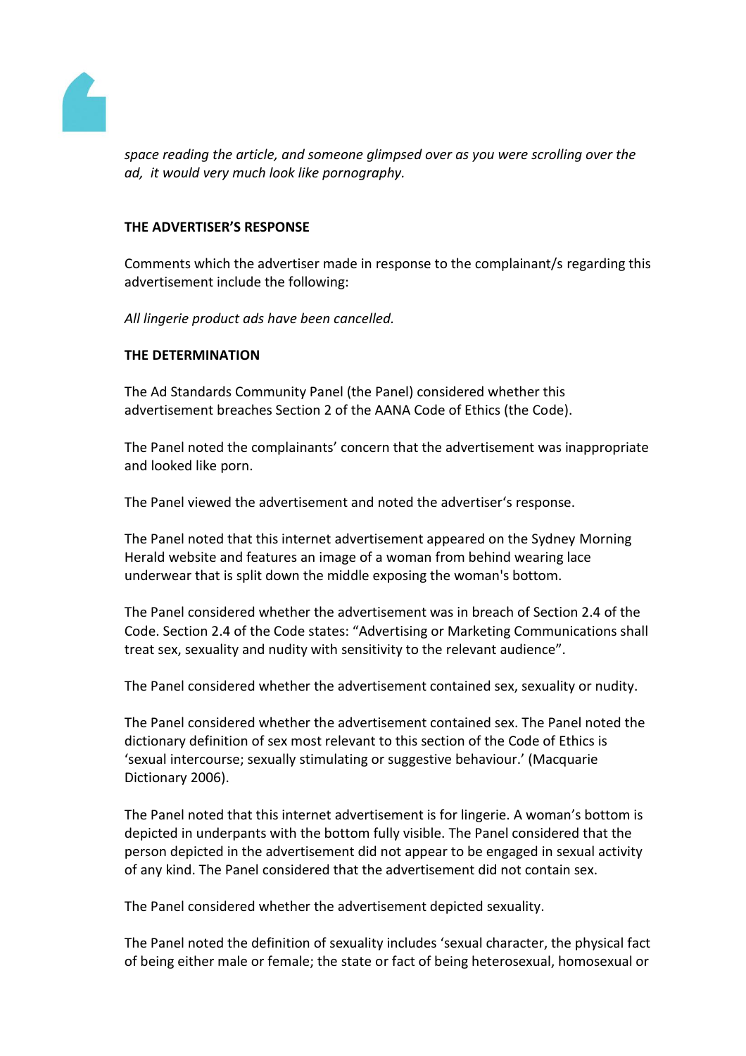*space reading the article, and someone glimpsed over as you were scrolling over the ad, it would very much look like pornography.*

**THE ADVERTISER'S RESPONSE**

Comments which the advertiser made in response to the complainant/s regarding this advertisement include the following:

*All lingerie product ads have been cancelled.*

**THE DETERMINATION**

The Ad Standards Community Panel (the Panel) considered whether this advertisement breaches Section 2 of the AANA Code of Ethics (the Code).

The Panel noted the complainants' concern that the advertisement was inappropriate and looked like porn.

The Panel viewed the advertisement and noted the advertiser's response.

The Panel noted that this internet advertisement appeared on the Sydney Morning Herald website and features an image of a woman from behind wearing lace underwear that is split down the middle exposing the woman's bottom.

The Panel considered whether the advertisement was in breach of Section 2.4 of the Code. Section 2.4 of the Code states: "Advertising or Marketing Communications shall treat sex, sexuality and nudity with sensitivity to the relevant audience".

The Panel considered whether the advertisement contained sex, sexuality or nudity.

The Panel considered whether the advertisement contained sex. The Panel noted the dictionary definition of sex most relevant to this section of the Code of Ethics is 'sexual intercourse; sexually stimulating or suggestive behaviour.' (Macquarie Dictionary 2006).

The Panel noted that this internet advertisement is for lingerie. A woman's bottom is depicted in underpants with the bottom fully visible. The Panel considered that the person depicted in the advertisement did not appear to be engaged in sexual activity of any kind. The Panel considered that the advertisement did not contain sex.

The Panel considered whether the advertisement depicted sexuality.

The Panel noted the definition of sexuality includes 'sexual character, the physical fact of being either male or female; the state or fact of being heterosexual, homosexual or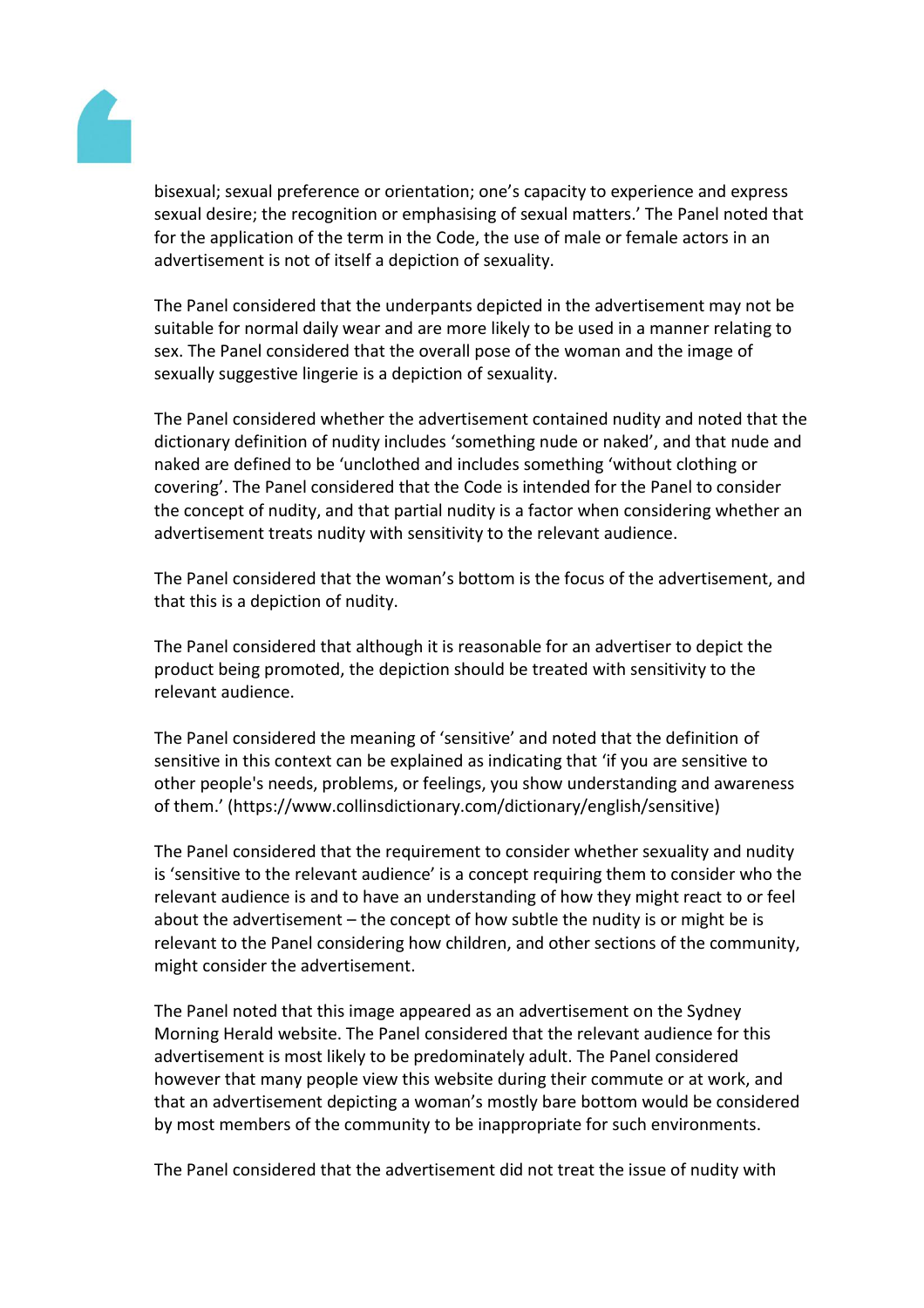bisexual; sexual preference or orientation; one's capacity to experience and express sexual desire; the recognition or emphasising of sexual matters.' The Panel noted that for the application of the term in the Code, the use of male or female actors in an advertisement is not of itself a depiction of sexuality.

The Panel considered that the underpants depicted in the advertisement may not be suitable for normal daily wear and are more likely to be used in a manner relating to sex. The Panel considered that the overall pose of the woman and the image of sexually suggestive lingerie is a depiction of sexuality.

The Panel considered whether the advertisement contained nudity and noted that the dictionary definition of nudity includes 'something nude or naked', and that nude and naked are defined to be 'unclothed and includes something 'without clothing or covering'. The Panel considered that the Code is intended for the Panel to consider the concept of nudity, and that partial nudity is a factor when considering whether an advertisement treats nudity with sensitivity to the relevant audience.

The Panel considered that the woman's bottom is the focus of the advertisement, and that this is a depiction of nudity.

The Panel considered that although it is reasonable for an advertiser to depict the product being promoted, the depiction should be treated with sensitivity to the relevant audience.

The Panel considered the meaning of 'sensitive' and noted that the definition of sensitive in this context can be explained as indicating that 'if you are sensitive to other people's needs, problems, or feelings, you show understanding and awareness of them.' (https://www.collinsdictionary.com/dictionary/english/sensitive)

The Panel considered that the requirement to consider whether sexuality and nudity is 'sensitive to the relevant audience' is a concept requiring them to consider who the relevant audience is and to have an understanding of how they might react to or feel about the advertisement – the concept of how subtle the nudity is or might be is relevant to the Panel considering how children, and other sections of the community, might consider the advertisement.

The Panel noted that this image appeared as an advertisement on the Sydney Morning Herald website. The Panel considered that the relevant audience for this advertisement is most likely to be predominately adult. The Panel considered however that many people view this website during their commute or at work, and that an advertisement depicting a woman's mostly bare bottom would be considered by most members of the community to be inappropriate for such environments.

The Panel considered that the advertisement did not treat the issue of nudity with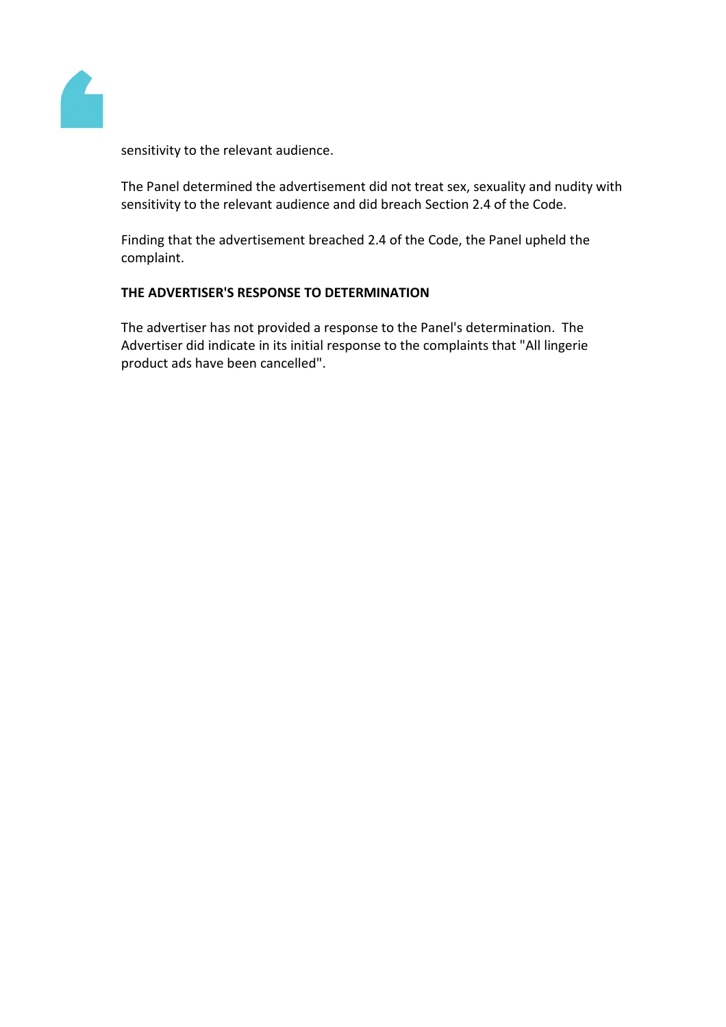sensitivity to the relevant audience.

The Panel determined the advertisement did not treat sex, sexuality and nudity with sensitivity to the relevant audience and did breach Section 2.4 of the Code.

Finding that the advertisement breached 2.4 of the Code, the Panel upheld the complaint.

**THE ADVERTISER'S RESPONSE TO DETERMINATION**

The advertiser has not provided a response to the Panel's determination. The Advertiser did indicate in its initial response to the complaints that "All lingerie product ads have been cancelled".